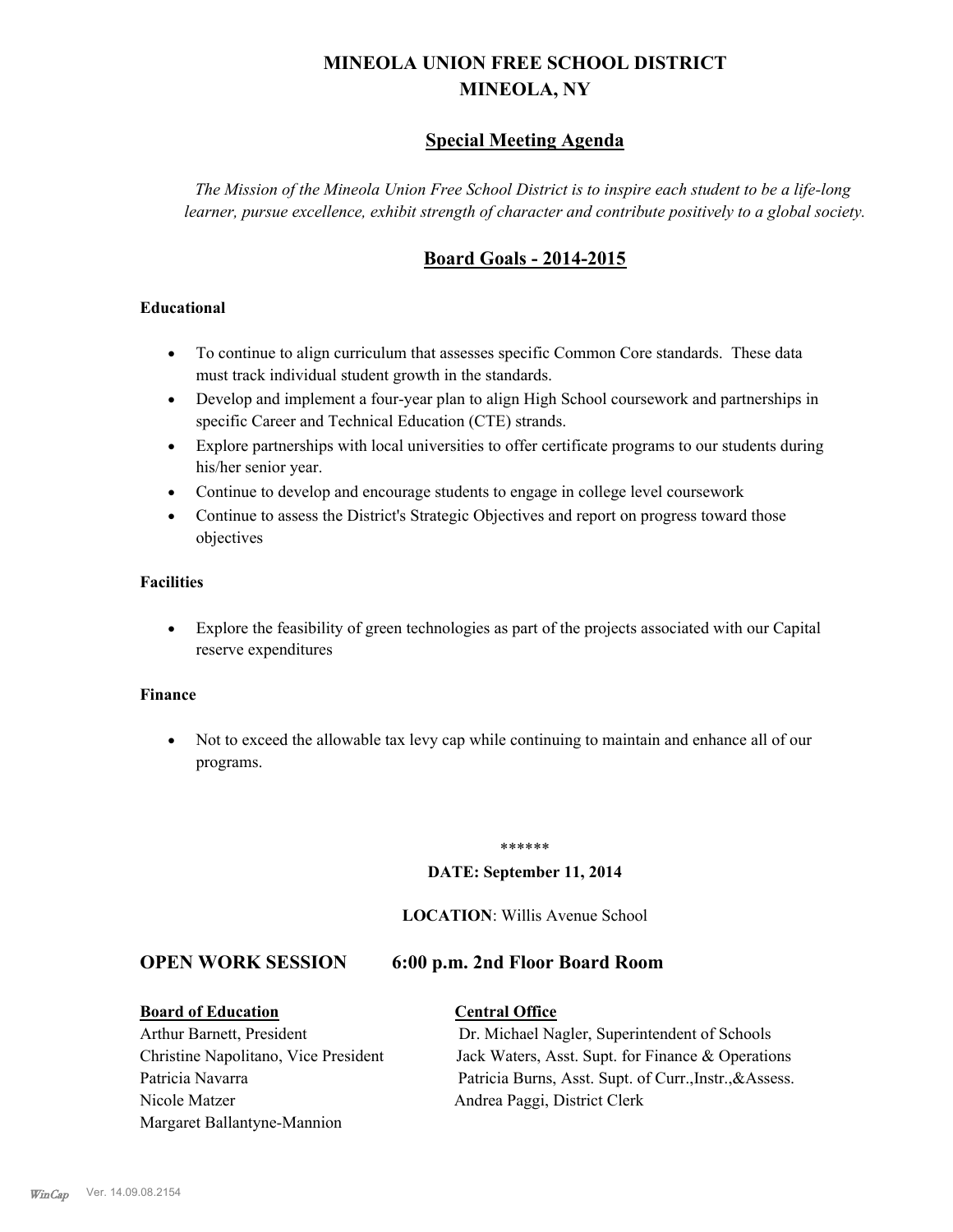# MINEOLA UNION FREE SCHOOL DISTRICT
# MINEOLA, NY

## Special Meeting Agenda

*The Mission of the Mineola Union Free School District is to inspire each student to be a life-long learner, pursue excellence, exhibit strength of character and contribute positively to a global society.*

## Board Goals - 2014-2015

**Educational**

- To continue to align curriculum that assesses specific Common Core standards. These data must track individual student growth in the standards.
- Develop and implement a four-year plan to align High School coursework and partnerships in specific Career and Technical Education (CTE) strands.
- Explore partnerships with local universities to offer certificate programs to our students during his/her senior year.
- Continue to develop and encourage students to engage in college level coursework
- Continue to assess the District's Strategic Objectives and report on progress toward those objectives

**Facilities**

- Explore the feasibility of green technologies as part of the projects associated with our Capital reserve expenditures

**Finance**

- Not to exceed the allowable tax levy cap while continuing to maintain and enhance all of our programs.

******

**DATE: September 11, 2014**

**LOCATION**: Willis Avenue School

## OPEN WORK SESSION 6:00 p.m. 2nd Floor Board Room

| **Board of Education** | **Central Office** |
| --- | --- |
| Arthur Barnett, President | Dr. Michael Nagler, Superintendent of Schools |
| Christine Napolitano, Vice President | Jack Waters, Asst. Supt. for Finance & Operations |
| Patricia Navarra | Patricia Burns, Asst. Supt. of Curr.,Instr.,&Assess. |
| Nicole Matzer | Andrea Paggi, District Clerk |
| Margaret Ballantyne-Mannion | |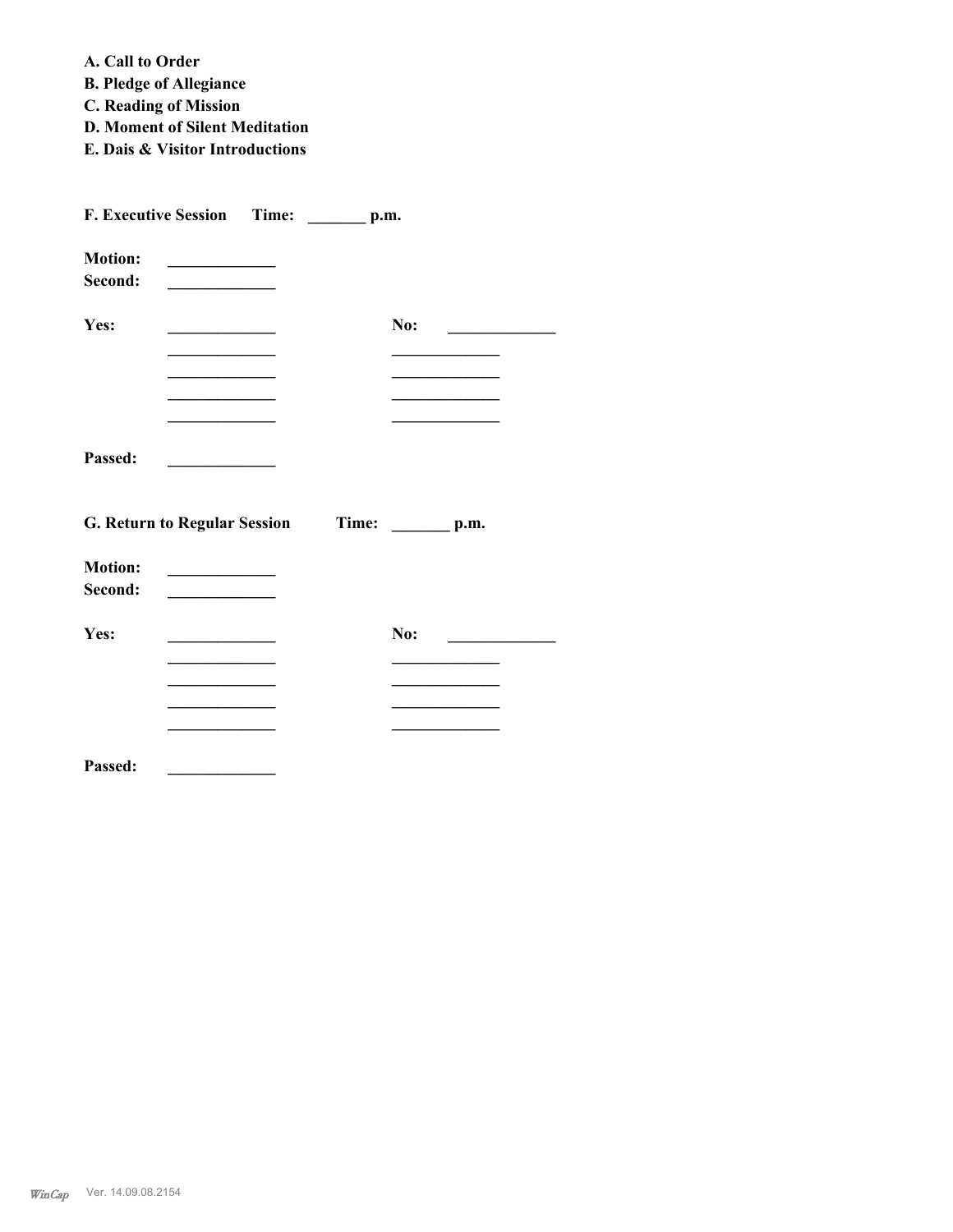**A. Call to Order**
**B. Pledge of Allegiance**
**C. Reading of Mission**
**D. Moment of Silent Meditation**
**E. Dais & Visitor Introductions**

**F. Executive Session Time: _______ p.m.**

**Motion:** _____________
**Second:** _____________

**Yes:** _____________ **No:** _____________
_____________ _____________
_____________ _____________
_____________ _____________
_____________ _____________

**Passed:** _____________

**G. Return to Regular Session Time: _______ p.m.**

**Motion:** _____________
**Second:** _____________

**Yes:** _____________ **No:** _____________
_____________ _____________
_____________ _____________
_____________ _____________
_____________ _____________

**Passed:** _____________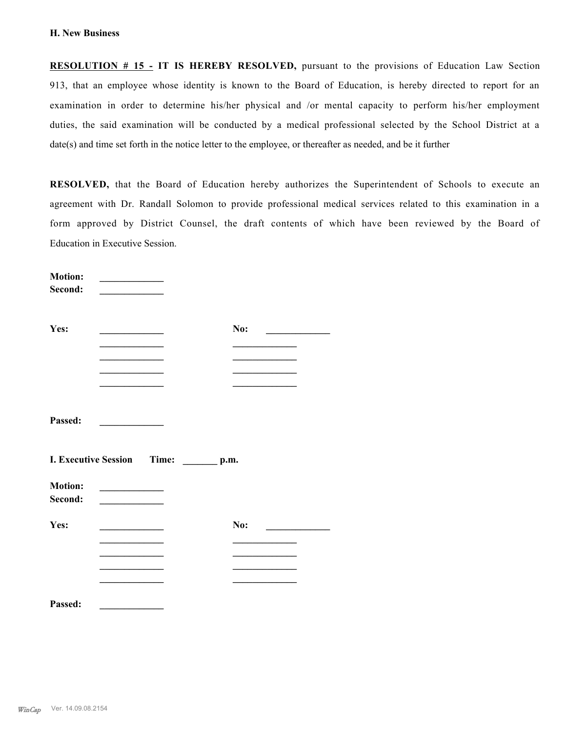**H. New Business**

**<u>RESOLUTION # 15 -</u> IT IS HEREBY RESOLVED,** pursuant to the provisions of Education Law Section 913, that an employee whose identity is known to the Board of Education, is hereby directed to report for an examination in order to determine his/her physical and /or mental capacity to perform his/her employment duties, the said examination will be conducted by a medical professional selected by the School District at a date(s) and time set forth in the notice letter to the employee, or thereafter as needed, and be it further

**RESOLVED,** that the Board of Education hereby authorizes the Superintendent of Schools to execute an agreement with Dr. Randall Solomon to provide professional medical services related to this examination in a form approved by District Counsel, the draft contents of which have been reviewed by the Board of Education in Executive Session.

**Motion:** _____________
**Second:** _____________

**Yes:** _____________ **No:** _____________
_____________ _____________
_____________ _____________
_____________ _____________
_____________ _____________

**Passed:** _____________

**I. Executive Session Time: _______ p.m.**

**Motion:** _____________
**Second:** _____________

**Yes:** _____________ **No:** _____________
_____________ _____________
_____________ _____________
_____________ _____________
_____________ _____________

**Passed:** _____________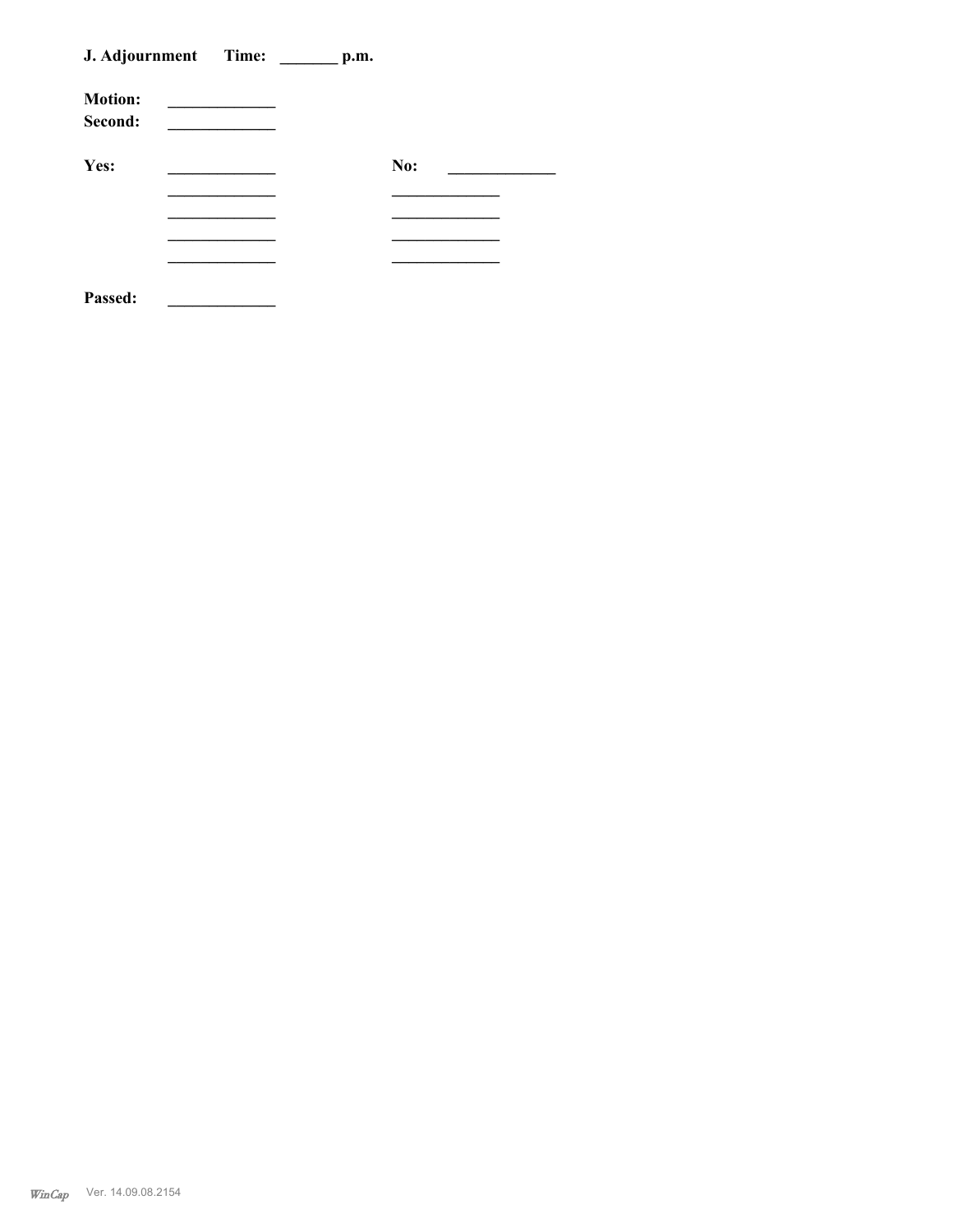**J. Adjournment** **Time: _______ p.m.**

**Motion:** _____________
**Second:** _____________

| | | | |
|---|---|---|---|
| **Yes:** | _____________ | **No:** | _____________ |
| | _____________ | | _____________ |
| | _____________ | | _____________ |
| | _____________ | | _____________ |
| | _____________ | | _____________ |

**Passed:** _____________